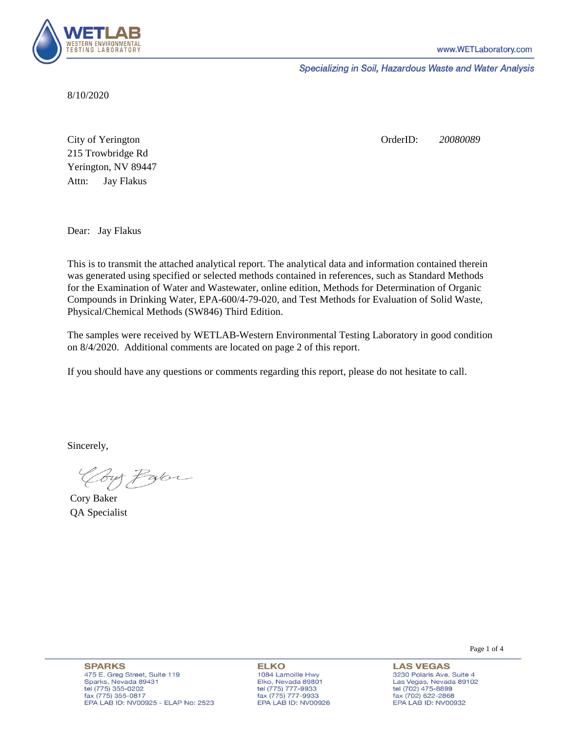8/10/2020

City of Yerington
215 Trowbridge Rd
Yerington, NV 89447
Attn: Jay Flakus

OrderID: *20080089*

Dear: Jay Flakus

This is to transmit the attached analytical report. The analytical data and information contained therein was generated using specified or selected methods contained in references, such as Standard Methods for the Examination of Water and Wastewater, online edition, Methods for Determination of Organic Compounds in Drinking Water, EPA-600/4-79-020, and Test Methods for Evaluation of Solid Waste, Physical/Chemical Methods (SW846) Third Edition.

The samples were received by WETLAB-Western Environmental Testing Laboratory in good condition on 8/4/2020. Additional comments are located on page 2 of this report.

If you should have any questions or comments regarding this report, please do not hesitate to call.

Sincerely,

Cory Baker
QA Specialist

**SPARKS**
475 E. Greg Street, Suite 119
Sparks, Nevada 89431
tel (775) 355-0202
fax (775) 355-0817
EPA LAB ID: NV00925 - ELAP No: 2523

**ELKO**
1084 Lamoille Hwy
Elko, Nevada 89801
tel (775) 777-9933
fax (775) 777-9933
EPA LAB ID: NV00926

**LAS VEGAS**
3230 Polaris Ave. Suite 4
Las Vegas, Nevada 89102
tel (702) 475-8899
fax (702) 622-2868
EPA LAB ID: NV00932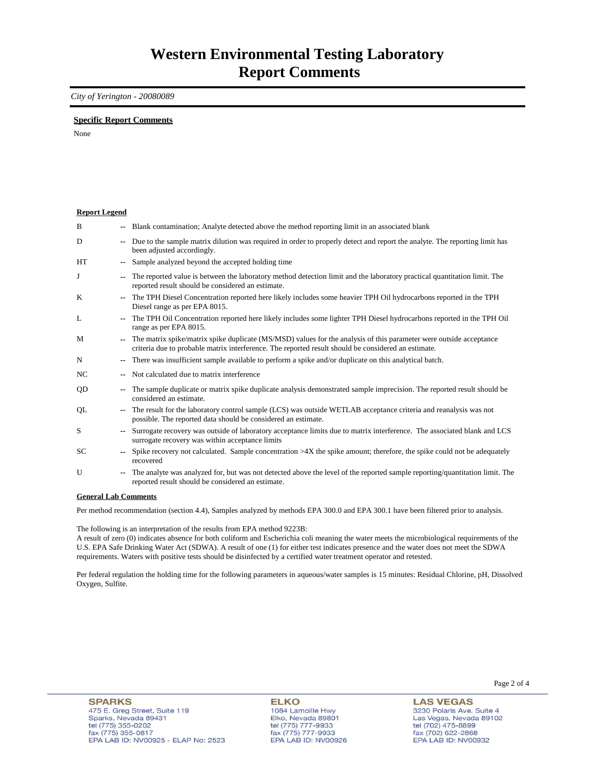# Western Environmental Testing Laboratory
# Report Comments

*City of Yerington - 20080089*

**Specific Report Comments**

None

**Report Legend**

| | | |
|---|---|---|
| B | -- | Blank contamination; Analyte detected above the method reporting limit in an associated blank |
| D | -- | Due to the sample matrix dilution was required in order to properly detect and report the analyte. The reporting limit has been adjusted accordingly. |
| HT | -- | Sample analyzed beyond the accepted holding time |
| J | -- | The reported value is between the laboratory method detection limit and the laboratory practical quantitation limit. The reported result should be considered an estimate. |
| K | -- | The TPH Diesel Concentration reported here likely includes some heavier TPH Oil hydrocarbons reported in the TPH Diesel range as per EPA 8015. |
| L | -- | The TPH Oil Concentration reported here likely includes some lighter TPH Diesel hydrocarbons reported in the TPH Oil range as per EPA 8015. |
| M | -- | The matrix spike/matrix spike duplicate (MS/MSD) values for the analysis of this parameter were outside acceptance criteria due to probable matrix interference. The reported result should be considered an estimate. |
| N | -- | There was insufficient sample available to perform a spike and/or duplicate on this analytical batch. |
| NC | -- | Not calculated due to matrix interference |
| QD | -- | The sample duplicate or matrix spike duplicate analysis demonstrated sample imprecision. The reported result should be considered an estimate. |
| QL | -- | The result for the laboratory control sample (LCS) was outside WETLAB acceptance criteria and reanalysis was not possible. The reported data should be considered an estimate. |
| S | -- | Surrogate recovery was outside of laboratory acceptance limits due to matrix interference. The associated blank and LCS surrogate recovery was within acceptance limits |
| SC | -- | Spike recovery not calculated. Sample concentration >4X the spike amount; therefore, the spike could not be adequately recovered |
| U | -- | The analyte was analyzed for, but was not detected above the level of the reported sample reporting/quantitation limit. The reported result should be considered an estimate. |

**General Lab Comments**

Per method recommendation (section 4.4), Samples analyzed by methods EPA 300.0 and EPA 300.1 have been filtered prior to analysis.

The following is an interpretation of the results from EPA method 9223B:
A result of zero (0) indicates absence for both coliform and Escherichia coli meaning the water meets the microbiological requirements of the U.S. EPA Safe Drinking Water Act (SDWA). A result of one (1) for either test indicates presence and the water does not meet the SDWA requirements. Waters with positive tests should be disinfected by a certified water treatment operator and retested.

Per federal regulation the holding time for the following parameters in aqueous/water samples is 15 minutes: Residual Chlorine, pH, Dissolved Oxygen, Sulfite.

**SPARKS**
475 E. Greg Street, Suite 119
Sparks, Nevada 89431
tel (775) 355-0202
fax (775) 355-0817
EPA LAB ID: NV00925 - ELAP No: 2523

**ELKO**
1084 Lamoille Hwy
Elko, Nevada 89801
tel (775) 777-9933
fax (775) 777-9933
EPA LAB ID: NV00926

**LAS VEGAS**
3230 Polaris Ave. Suite 4
Las Vegas, Nevada 89102
tel (702) 475-8899
fax (702) 622-2868
EPA LAB ID: NV00932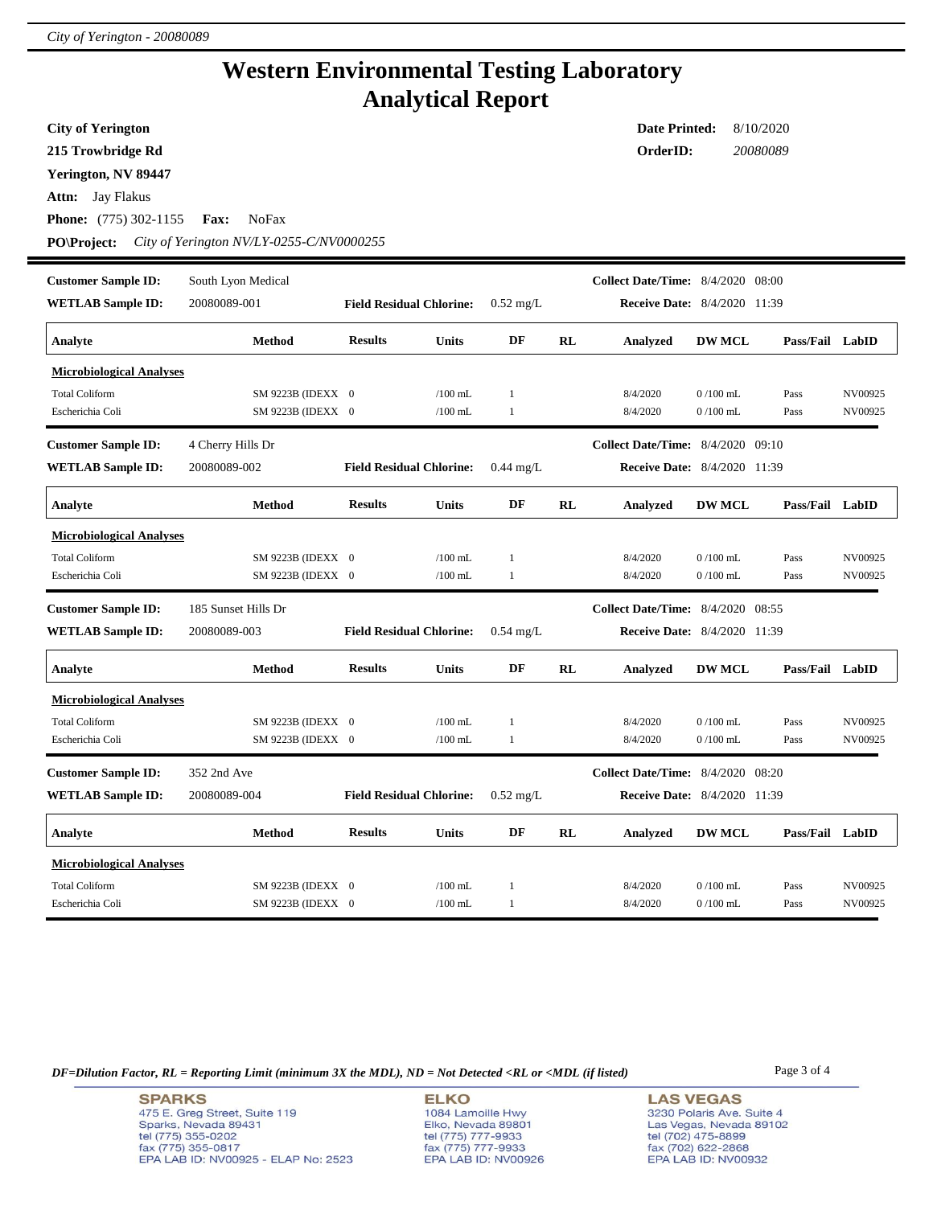# Western Environmental Testing Laboratory
# Analytical Report

**City of Yerington**
**215 Trowbridge Rd**
**Yerington, NV 89447**
**Attn:** Jay Flakus
**Phone:** (775) 302-1155 **Fax:** NoFax
**PO\Project:** *City of Yerington NV/LY-0255-C/NV0000255*

**Date Printed:** 8/10/2020
**OrderID:** *20080089*

---

**Customer Sample ID:** South Lyon Medical
**WETLAB Sample ID:** 20080089-001
**Field Residual Chlorine:** 0.52 mg/L
**Collect Date/Time:** 8/4/2020 08:00
**Receive Date:** 8/4/2020 11:39

| Analyte | Method | Results | Units | DF | RL | Analyzed | DW MCL | Pass/Fail | LabID |
|---|---|---|---|---|---|---|---|---|---|
| **Microbiological Analyses** | | | | | | | | | |
| Total Coliform | SM 9223B (IDEXX | 0 | /100 mL | 1 | | 8/4/2020 | 0 /100 mL | Pass | NV00925 |
| Escherichia Coli | SM 9223B (IDEXX | 0 | /100 mL | 1 | | 8/4/2020 | 0 /100 mL | Pass | NV00925 |

**Customer Sample ID:** 4 Cherry Hills Dr
**WETLAB Sample ID:** 20080089-002
**Field Residual Chlorine:** 0.44 mg/L
**Collect Date/Time:** 8/4/2020 09:10
**Receive Date:** 8/4/2020 11:39

| Analyte | Method | Results | Units | DF | RL | Analyzed | DW MCL | Pass/Fail | LabID |
|---|---|---|---|---|---|---|---|---|---|
| **Microbiological Analyses** | | | | | | | | | |
| Total Coliform | SM 9223B (IDEXX | 0 | /100 mL | 1 | | 8/4/2020 | 0 /100 mL | Pass | NV00925 |
| Escherichia Coli | SM 9223B (IDEXX | 0 | /100 mL | 1 | | 8/4/2020 | 0 /100 mL | Pass | NV00925 |

**Customer Sample ID:** 185 Sunset Hills Dr
**WETLAB Sample ID:** 20080089-003
**Field Residual Chlorine:** 0.54 mg/L
**Collect Date/Time:** 8/4/2020 08:55
**Receive Date:** 8/4/2020 11:39

| Analyte | Method | Results | Units | DF | RL | Analyzed | DW MCL | Pass/Fail | LabID |
|---|---|---|---|---|---|---|---|---|---|
| **Microbiological Analyses** | | | | | | | | | |
| Total Coliform | SM 9223B (IDEXX | 0 | /100 mL | 1 | | 8/4/2020 | 0 /100 mL | Pass | NV00925 |
| Escherichia Coli | SM 9223B (IDEXX | 0 | /100 mL | 1 | | 8/4/2020 | 0 /100 mL | Pass | NV00925 |

**Customer Sample ID:** 352 2nd Ave
**WETLAB Sample ID:** 20080089-004
**Field Residual Chlorine:** 0.52 mg/L
**Collect Date/Time:** 8/4/2020 08:20
**Receive Date:** 8/4/2020 11:39

| Analyte | Method | Results | Units | DF | RL | Analyzed | DW MCL | Pass/Fail | LabID |
|---|---|---|---|---|---|---|---|---|---|
| **Microbiological Analyses** | | | | | | | | | |
| Total Coliform | SM 9223B (IDEXX | 0 | /100 mL | 1 | | 8/4/2020 | 0 /100 mL | Pass | NV00925 |
| Escherichia Coli | SM 9223B (IDEXX | 0 | /100 mL | 1 | | 8/4/2020 | 0 /100 mL | Pass | NV00925 |

*DF=Dilution Factor, RL = Reporting Limit (minimum 3X the MDL), ND = Not Detected <RL or <MDL (if listed)*

**SPARKS**
475 E. Greg Street, Suite 119
Sparks, Nevada 89431
tel (775) 355-0202
fax (775) 355-0817
EPA LAB ID: NV00925 - ELAP No: 2523

**ELKO**
1084 Lamoille Hwy
Elko, Nevada 89801
tel (775) 777-9933
fax (775) 777-9933
EPA LAB ID: NV00926

**LAS VEGAS**
3230 Polaris Ave. Suite 4
Las Vegas, Nevada 89102
tel (702) 475-8899
fax (702) 622-2868
EPA LAB ID: NV00932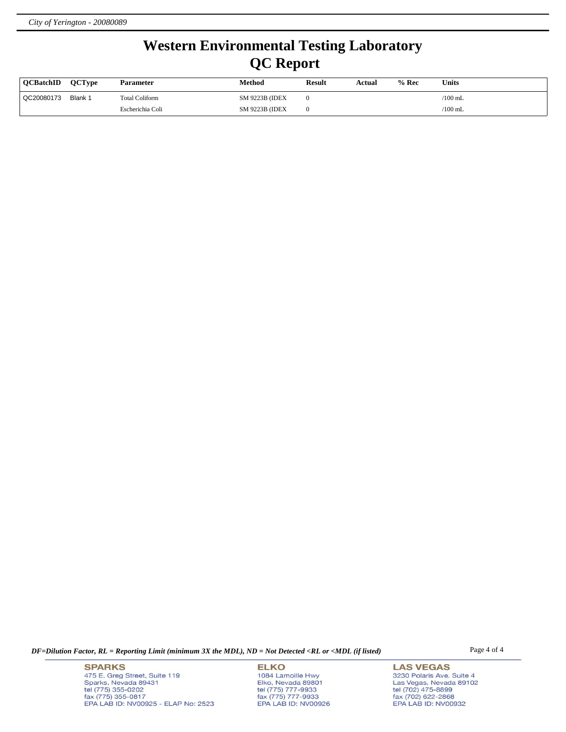# Western Environmental Testing Laboratory
## QC Report

| QCBatchID | QCType | Parameter | Method | Result | Actual | % Rec | Units |
|---|---|---|---|---|---|---|---|
| QC20080173 | Blank 1 | Total Coliform | SM 9223B (IDEX | 0 | | | /100 mL |
| | | Escherichia Coli | SM 9223B (IDEX | 0 | | | /100 mL |

*DF=Dilution Factor, RL = Reporting Limit (minimum 3X the MDL), ND = Not Detected <RL or <MDL (if listed)*

**SPARKS**
475 E. Greg Street, Suite 119
Sparks, Nevada 89431
tel (775) 355-0202
fax (775) 355-0817
EPA LAB ID: NV00925 - ELAP No: 2523

**ELKO**
1084 Lamoille Hwy
Elko, Nevada 89801
tel (775) 777-9933
fax (775) 777-9933
EPA LAB ID: NV00926

**LAS VEGAS**
3230 Polaris Ave. Suite 4
Las Vegas, Nevada 89102
tel (702) 475-8899
fax (702) 622-2868
EPA LAB ID: NV00932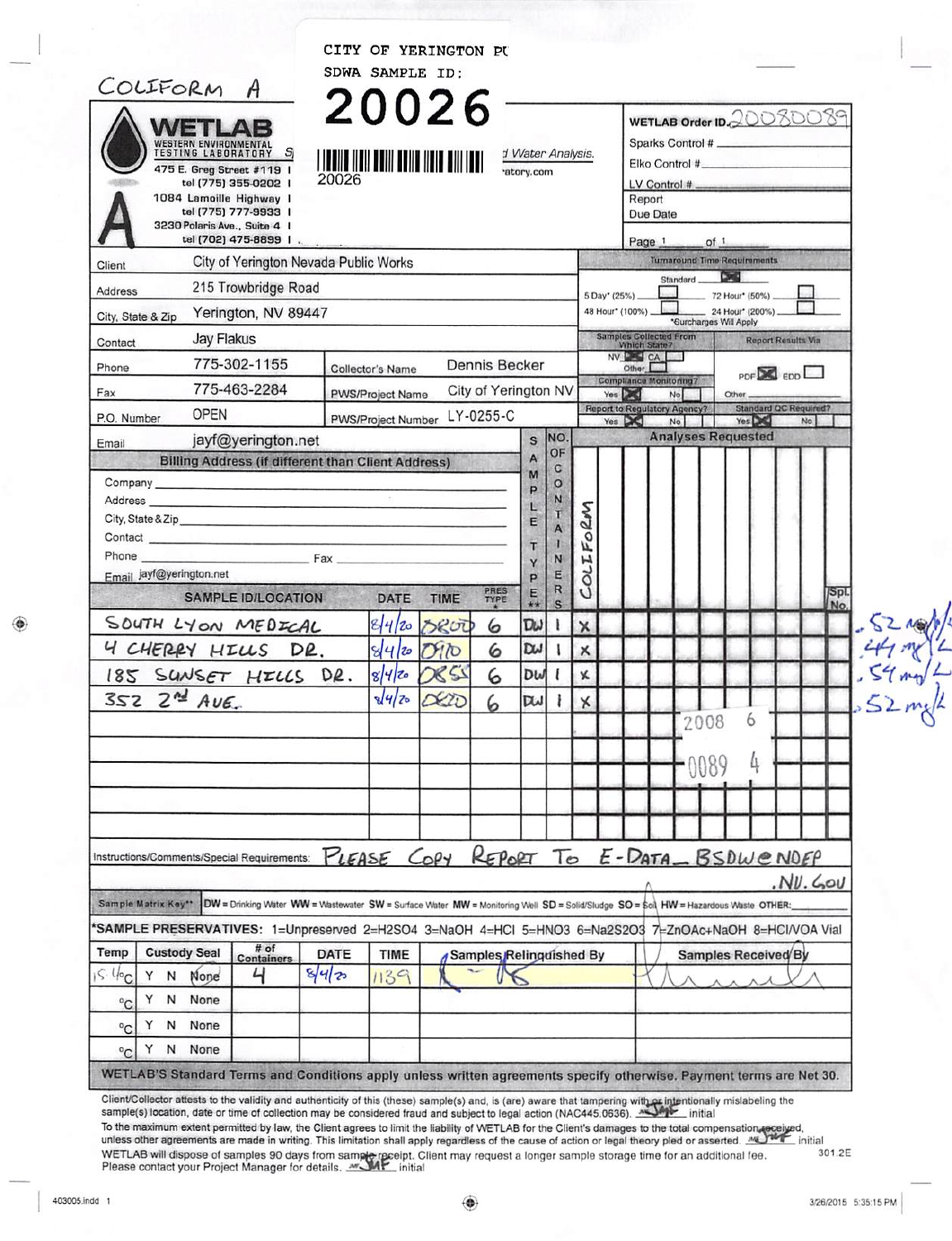CITY OF YERINGTON PU

SDWA SAMPLE ID:

COLIFORM A

# 20026

20026

**WETLAB** WESTERN ENVIRONMENTAL TESTING LABORATORY

475 E. Greg Street #119 | tel (775) 355-0202

1084 Lamoille Highway | tel (775) 777-9933

3230 Polaris Ave., Suite 4 | tel (702) 475-8899

...d Water Analysis. ...ratory.com

WETLAB Order ID: 2008089

Sparks Control #

Elko Control #

LV Control #

Report Due Date

Page 1 of 1

| | | | |
|---|---|---|---|
| Client | City of Yerington Nevada Public Works | | |
| Address | 215 Trowbridge Road | | |
| City, State & Zip | Yerington, NV 89447 | | |
| Contact | Jay Flakus | | |
| Phone | 775-302-1155 | Collector's Name | Dennis Becker |
| Fax | 775-463-2284 | PWS/Project Name | City of Yerington NV |
| P.O. Number | OPEN | PWS/Project Number | LY-0255-C |
| Email | jayf@yerington.net | | |

**Turnaround Time Requirements:** Standard [X] 5 Day* (25%) [ ] 72 Hour* (50%) [ ] 48 Hour* (100%) [ ] 24 Hour* (200%) [ ] *Surcharges Will Apply

Samples Collected From Which State? NV [X] CA [ ] Other [ ]

Report Results Via: PDF [X] EDD [ ] Other

Compliance Monitoring? Yes [X] No [ ]

Report to Regulatory Agency? Yes [X] No [ ]

Standard QC Required? Yes [X] No [ ]

**Billing Address (if different than Client Address)**

Company

Address

City, State & Zip

Contact

Phone Fax

Email jayf@yerington.net

**Analyses Requested**

| SAMPLE ID/LOCATION | DATE | TIME | PRES TYPE* | SAMPLE TYPE** | NO. OF CONTAINERS | COLIFORM | |
|---|---|---|---|---|---|---|---|
| SOUTH LYON MEDICAL | 8/4/20 | 0800 | 6 | DW | 1 | X | .52 mg/L |
| 4 CHERRY HILLS DR. | 8/4/20 | 0910 | 6 | DW | 1 | X | .44 mg/L |
| 185 SUNSET HILLS DR. | 8/4/20 | 0855 | 6 | DW | 1 | X | .54 mg/L |
| 352 2nd AVE. | 8/4/20 | 0820 | 6 | DW | 1 | X | .52 mg/L |

2008 6

0089 4

Instructions/Comments/Special Requirements: PLEASE COPY REPORT TO E-DATA_BSDW@NDEP.NV.GOV

Sample Matrix Key** DW = Drinking Water WW = Wastewater SW = Surface Water MW = Monitoring Well SD = Solid/Sludge SO = Soil HW = Hazardous Waste OTHER:

*SAMPLE PRESERVATIVES: 1=Unpreserved 2=H2SO4 3=NaOH 4=HCl 5=HNO3 6=Na2S2O3 7=ZnOAc+NaOH 8=HCl/VOA Vial

| Temp | Custody Seal | # of Containers | DATE | TIME | Samples Relinquished By | Samples Received By |
|---|---|---|---|---|---|---|
| 15.4 °C | Y N None | 4 | 8/4/20 | 1139 | (signature) | (signature) |
| °C | Y N None | | | | | |
| °C | Y N None | | | | | |
| °C | Y N None | | | | | |

**WETLAB'S Standard Terms and Conditions apply unless written agreements specify otherwise. Payment terms are Net 30.**

Client/Collector attests to the validity and authenticity of this (these) sample(s) and, is (are) aware that tampering with or intentionally mislabeling the sample(s) location, date or time of collection may be considered fraud and subject to legal action (NAC445.0636). ___ initial

To the maximum extent permitted by law, the Client agrees to limit the liability of WETLAB for the Client's damages to the total compensation received, unless other agreements are made in writing. This limitation shall apply regardless of the cause of action or legal theory pled or asserted. ___ initial

WETLAB will dispose of samples 90 days from sample receipt. Client may request a longer sample storage time for an additional fee. Please contact your Project Manager for details. ___ initial

301.2E